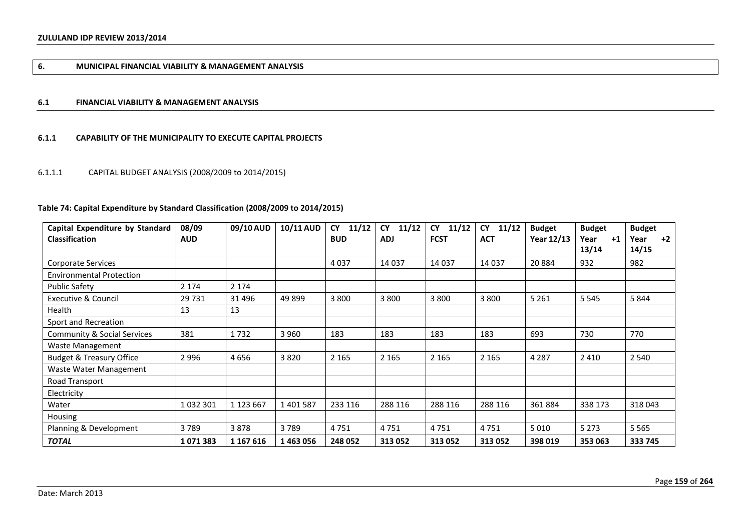## 6. MUNICIPAL FINANCIAL VIABILITY & MANAGEMENT ANALYSIS

### 6.1 FINANCIAL VIABILITY & MANAGEMENT ANALYSIS

#### 6.1.1 CAPABILITY OF THE MUNICIPALITY TO EXECUTE CAPITAL PROJECTS

6.1.1.1 CAPITAL BUDGET ANALYSIS (2008/2009 to 2014/2015)

**Table 74: Capital Expenditure by Standard Classification (2008/2009 to 2014/2015)**

| Capital Expenditure by Standard Classification | 08/09 AUD | 09/10 AUD | 10/11 AUD | CY 11/12 BUD | CY 11/12 ADJ | CY 11/12 FCST | CY 11/12 ACT | Budget Year 12/13 | Budget Year +1 13/14 | Budget Year +2 14/15 |
|---|---|---|---|---|---|---|---|---|---|---|
| Corporate Services | | | | 4 037 | 14 037 | 14 037 | 14 037 | 20 884 | 932 | 982 |
| Environmental Protection | | | | | | | | | | |
| Public Safety | 2 174 | 2 174 | | | | | | | | |
| Executive & Council | 29 731 | 31 496 | 49 899 | 3 800 | 3 800 | 3 800 | 3 800 | 5 261 | 5 545 | 5 844 |
| Health | 13 | 13 | | | | | | | | |
| Sport and Recreation | | | | | | | | | | |
| Community & Social Services | 381 | 1 732 | 3 960 | 183 | 183 | 183 | 183 | 693 | 730 | 770 |
| Waste Management | | | | | | | | | | |
| Budget & Treasury Office | 2 996 | 4 656 | 3 820 | 2 165 | 2 165 | 2 165 | 2 165 | 4 287 | 2 410 | 2 540 |
| Waste Water Management | | | | | | | | | | |
| Road Transport | | | | | | | | | | |
| Electricity | | | | | | | | | | |
| Water | 1 032 301 | 1 123 667 | 1 401 587 | 233 116 | 288 116 | 288 116 | 288 116 | 361 884 | 338 173 | 318 043 |
| Housing | | | | | | | | | | |
| Planning & Development | 3 789 | 3 878 | 3 789 | 4 751 | 4 751 | 4 751 | 4 751 | 5 010 | 5 273 | 5 565 |
| ***TOTAL*** | **1 071 383** | **1 167 616** | **1 463 056** | **248 052** | **313 052** | **313 052** | **313 052** | **398 019** | **353 063** | **333 745** |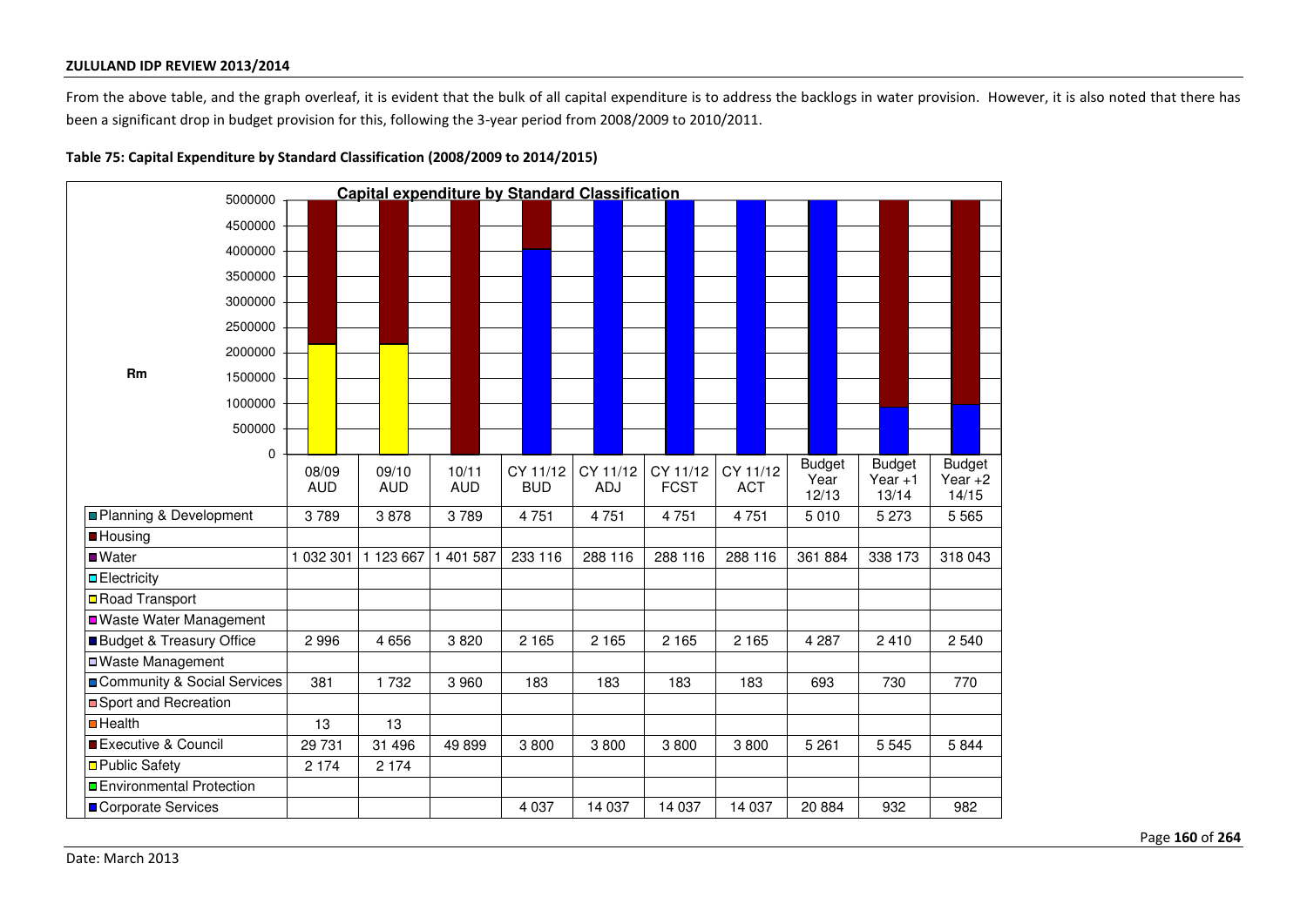From the above table, and the graph overleaf, it is evident that the bulk of all capital expenditure is to address the backlogs in water provision. However, it is also noted that there has been a significant drop in budget provision for this, following the 3-year period from 2008/2009 to 2010/2011.

**Table 75: Capital Expenditure by Standard Classification (2008/2009 to 2014/2015)**

**Capital expenditure by Standard Classification**

| Rm | 08/09 AUD | 09/10 AUD | 10/11 AUD | CY 11/12 BUD | CY 11/12 ADJ | CY 11/12 FCST | CY 11/12 ACT | Budget Year 12/13 | Budget Year +1 13/14 | Budget Year +2 14/15 |
|---|---|---|---|---|---|---|---|---|---|---|
| Planning & Development | 3 789 | 3 878 | 3 789 | 4 751 | 4 751 | 4 751 | 4 751 | 5 010 | 5 273 | 5 565 |
| Housing | | | | | | | | | | |
| Water | 1 032 301 | 1 123 667 | 1 401 587 | 233 116 | 288 116 | 288 116 | 288 116 | 361 884 | 338 173 | 318 043 |
| Electricity | | | | | | | | | | |
| Road Transport | | | | | | | | | | |
| Waste Water Management | | | | | | | | | | |
| Budget & Treasury Office | 2 996 | 4 656 | 3 820 | 2 165 | 2 165 | 2 165 | 2 165 | 4 287 | 2 410 | 2 540 |
| Waste Management | | | | | | | | | | |
| Community & Social Services | 381 | 1 732 | 3 960 | 183 | 183 | 183 | 183 | 693 | 730 | 770 |
| Sport and Recreation | | | | | | | | | | |
| Health | 13 | 13 | | | | | | | | |
| Executive & Council | 29 731 | 31 496 | 49 899 | 3 800 | 3 800 | 3 800 | 3 800 | 5 261 | 5 545 | 5 844 |
| Public Safety | 2 174 | 2 174 | | | | | | | | |
| Environmental Protection | | | | | | | | | | |
| Corporate Services | | | | 4 037 | 14 037 | 14 037 | 14 037 | 20 884 | 932 | 982 |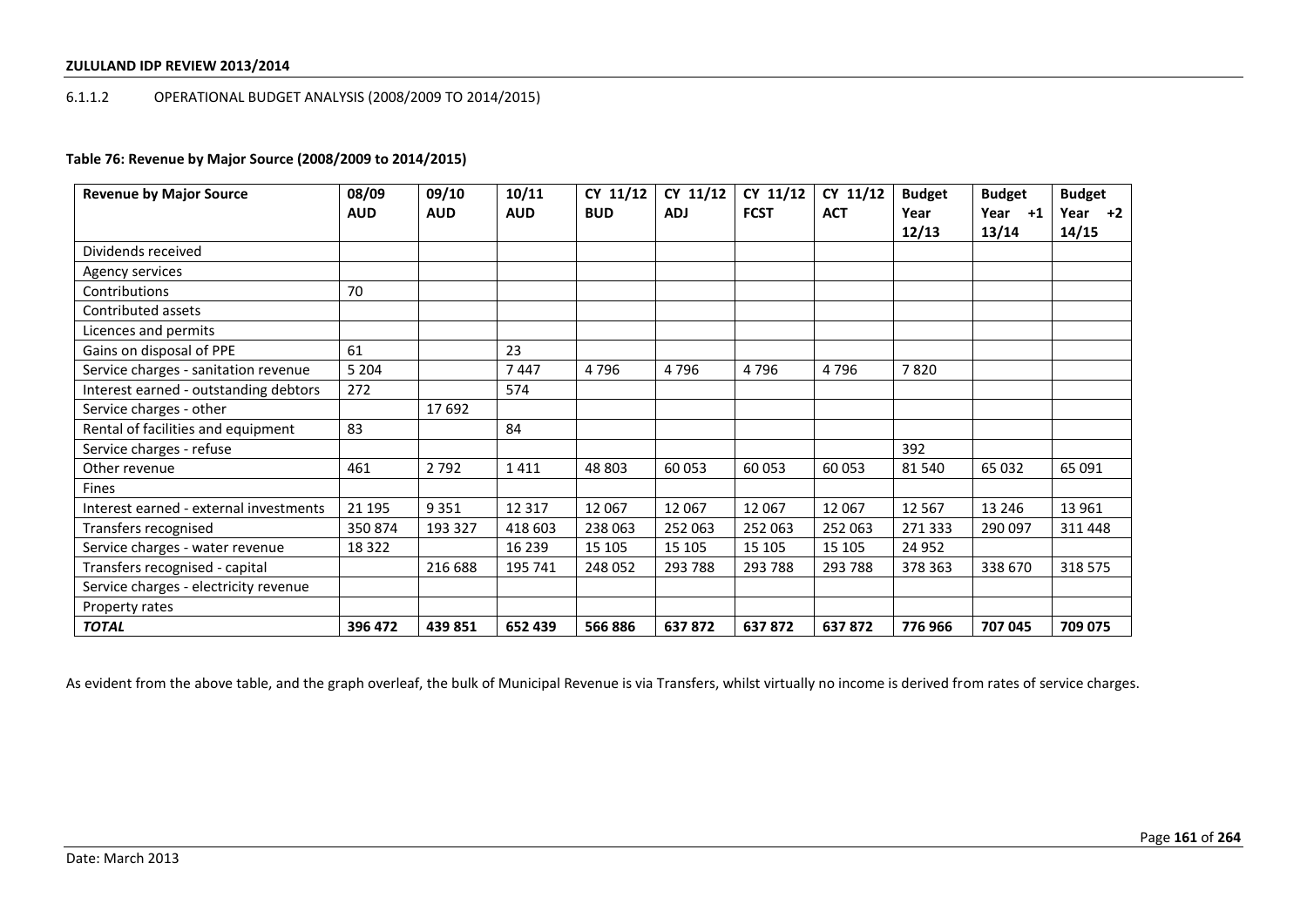### 6.1.1.2 OPERATIONAL BUDGET ANALYSIS (2008/2009 TO 2014/2015)

**Table 76: Revenue by Major Source (2008/2009 to 2014/2015)**

| Revenue by Major Source | 08/09 AUD | 09/10 AUD | 10/11 AUD | CY 11/12 BUD | CY 11/12 ADJ | CY 11/12 FCST | CY 11/12 ACT | Budget Year 12/13 | Budget Year +1 13/14 | Budget Year +2 14/15 |
|---|---|---|---|---|---|---|---|---|---|---|
| Dividends received | | | | | | | | | | |
| Agency services | | | | | | | | | | |
| Contributions | 70 | | | | | | | | | |
| Contributed assets | | | | | | | | | | |
| Licences and permits | | | | | | | | | | |
| Gains on disposal of PPE | 61 | | 23 | | | | | | | |
| Service charges - sanitation revenue | 5 204 | | 7 447 | 4 796 | 4 796 | 4 796 | 4 796 | 7 820 | | |
| Interest earned - outstanding debtors | 272 | | 574 | | | | | | | |
| Service charges - other | | 17 692 | | | | | | | | |
| Rental of facilities and equipment | 83 | | 84 | | | | | | | |
| Service charges - refuse | | | | | | | | 392 | | |
| Other revenue | 461 | 2 792 | 1 411 | 48 803 | 60 053 | 60 053 | 60 053 | 81 540 | 65 032 | 65 091 |
| Fines | | | | | | | | | | |
| Interest earned - external investments | 21 195 | 9 351 | 12 317 | 12 067 | 12 067 | 12 067 | 12 067 | 12 567 | 13 246 | 13 961 |
| Transfers recognised | 350 874 | 193 327 | 418 603 | 238 063 | 252 063 | 252 063 | 252 063 | 271 333 | 290 097 | 311 448 |
| Service charges - water revenue | 18 322 | | 16 239 | 15 105 | 15 105 | 15 105 | 15 105 | 24 952 | | |
| Transfers recognised - capital | | 216 688 | 195 741 | 248 052 | 293 788 | 293 788 | 293 788 | 378 363 | 338 670 | 318 575 |
| Service charges - electricity revenue | | | | | | | | | | |
| Property rates | | | | | | | | | | |
| ***TOTAL*** | **396 472** | **439 851** | **652 439** | **566 886** | **637 872** | **637 872** | **637 872** | **776 966** | **707 045** | **709 075** |

As evident from the above table, and the graph overleaf, the bulk of Municipal Revenue is via Transfers, whilst virtually no income is derived from rates of service charges.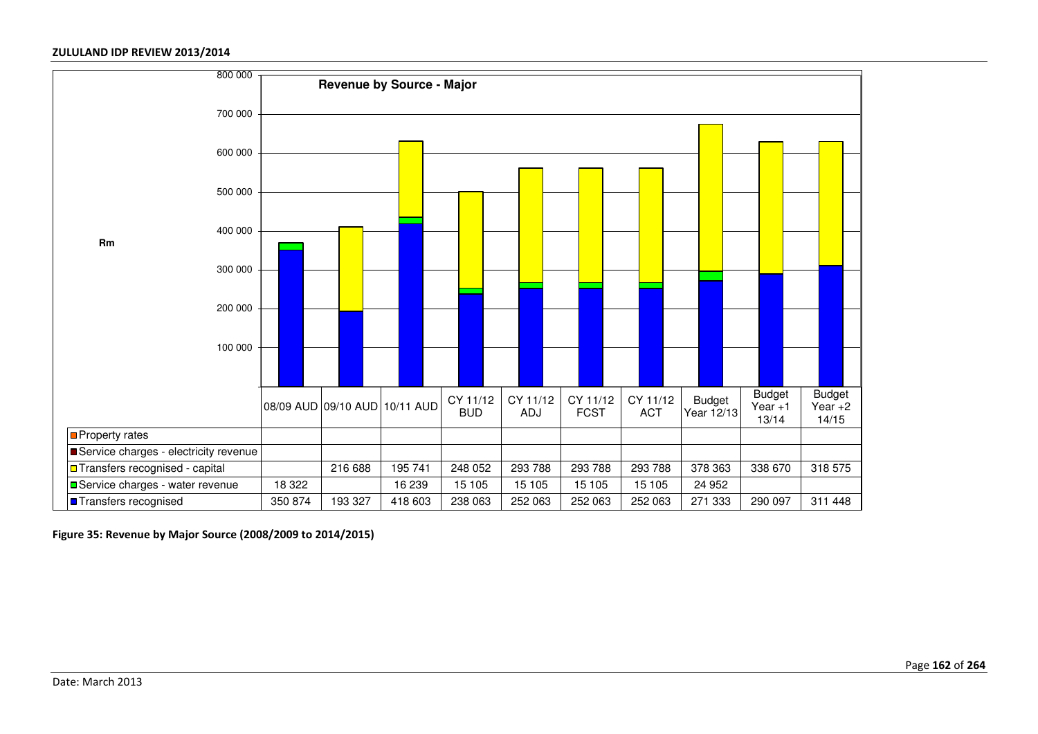**Revenue by Source - Major**

| | 08/09 AUD | 09/10 AUD | 10/11 AUD | CY 11/12 BUD | CY 11/12 ADJ | CY 11/12 FCST | CY 11/12 ACT | Budget Year 12/13 | Budget Year +1 13/14 | Budget Year +2 14/15 |
|---|---|---|---|---|---|---|---|---|---|---|
| Property rates | | | | | | | | | | |
| Service charges - electricity revenue | | | | | | | | | | |
| Transfers recognised - capital | | 216 688 | 195 741 | 248 052 | 293 788 | 293 788 | 293 788 | 378 363 | 338 670 | 318 575 |
| Service charges - water revenue | 18 322 | | 16 239 | 15 105 | 15 105 | 15 105 | 15 105 | 24 952 | | |
| Transfers recognised | 350 874 | 193 327 | 418 603 | 238 063 | 252 063 | 252 063 | 252 063 | 271 333 | 290 097 | 311 448 |

**Figure 35: Revenue by Major Source (2008/2009 to 2014/2015)**

Date: March 2013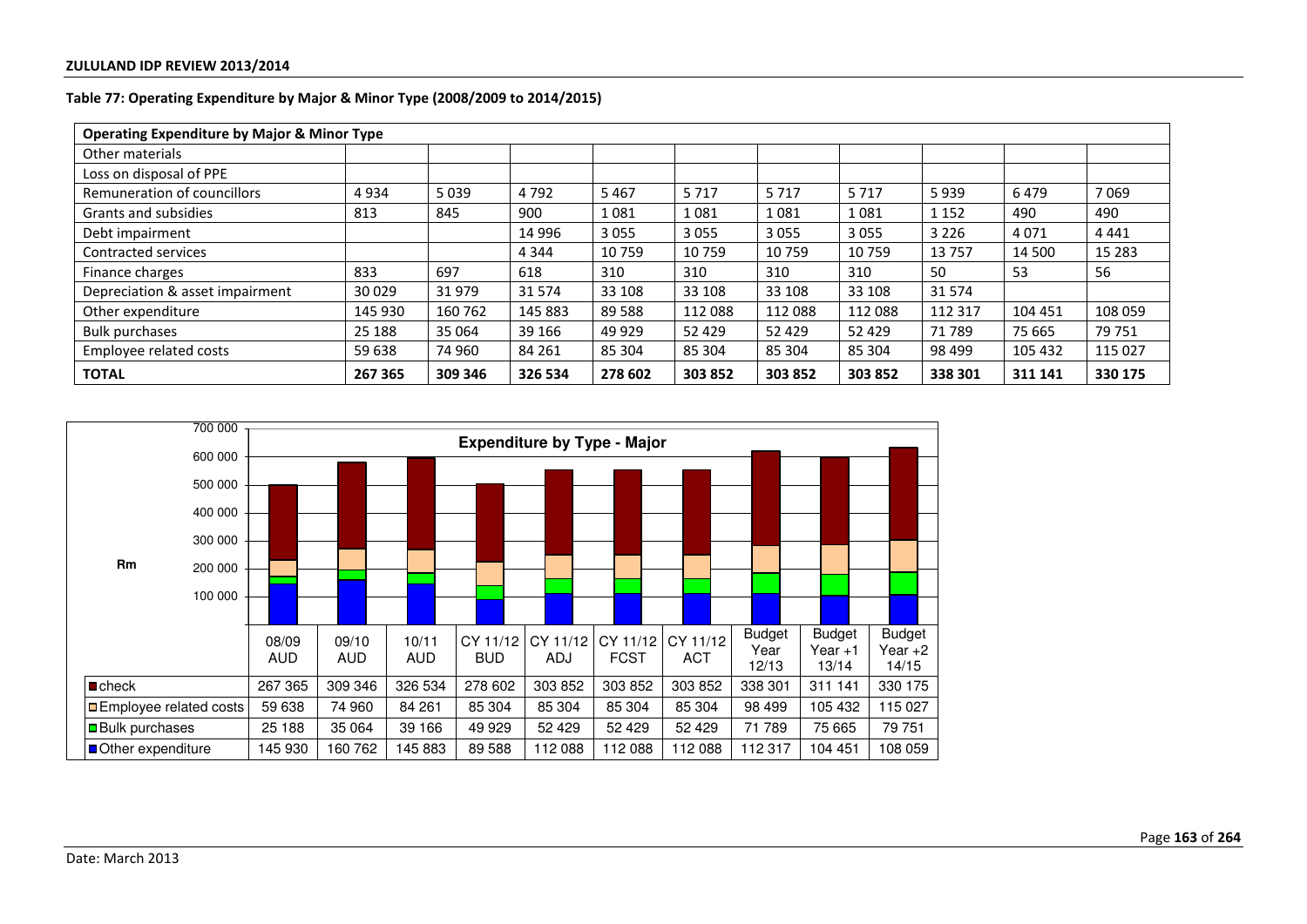**Table 77: Operating Expenditure by Major & Minor Type (2008/2009 to 2014/2015)**

| Operating Expenditure by Major & Minor Type | | | | | | | | | | |
|---|---|---|---|---|---|---|---|---|---|---|
| Other materials | | | | | | | | | | |
| Loss on disposal of PPE | | | | | | | | | | |
| Remuneration of councillors | 4 934 | 5 039 | 4 792 | 5 467 | 5 717 | 5 717 | 5 717 | 5 939 | 6 479 | 7 069 |
| Grants and subsidies | 813 | 845 | 900 | 1 081 | 1 081 | 1 081 | 1 081 | 1 152 | 490 | 490 |
| Debt impairment | | | 14 996 | 3 055 | 3 055 | 3 055 | 3 055 | 3 226 | 4 071 | 4 441 |
| Contracted services | | | 4 344 | 10 759 | 10 759 | 10 759 | 10 759 | 13 757 | 14 500 | 15 283 |
| Finance charges | 833 | 697 | 618 | 310 | 310 | 310 | 310 | 50 | 53 | 56 |
| Depreciation & asset impairment | 30 029 | 31 979 | 31 574 | 33 108 | 33 108 | 33 108 | 33 108 | 31 574 | | |
| Other expenditure | 145 930 | 160 762 | 145 883 | 89 588 | 112 088 | 112 088 | 112 088 | 112 317 | 104 451 | 108 059 |
| Bulk purchases | 25 188 | 35 064 | 39 166 | 49 929 | 52 429 | 52 429 | 52 429 | 71 789 | 75 665 | 79 751 |
| Employee related costs | 59 638 | 74 960 | 84 261 | 85 304 | 85 304 | 85 304 | 85 304 | 98 499 | 105 432 | 115 027 |
| **TOTAL** | **267 365** | **309 346** | **326 534** | **278 602** | **303 852** | **303 852** | **303 852** | **338 301** | **311 141** | **330 175** |

**Expenditure by Type - Major**

| Rm | 08/09 AUD | 09/10 AUD | 10/11 AUD | CY 11/12 BUD | CY 11/12 ADJ | CY 11/12 FCST | CY 11/12 ACT | Budget Year 12/13 | Budget Year +1 13/14 | Budget Year +2 14/15 |
|---|---|---|---|---|---|---|---|---|---|---|
| check | 267 365 | 309 346 | 326 534 | 278 602 | 303 852 | 303 852 | 303 852 | 338 301 | 311 141 | 330 175 |
| Employee related costs | 59 638 | 74 960 | 84 261 | 85 304 | 85 304 | 85 304 | 85 304 | 98 499 | 105 432 | 115 027 |
| Bulk purchases | 25 188 | 35 064 | 39 166 | 49 929 | 52 429 | 52 429 | 52 429 | 71 789 | 75 665 | 79 751 |
| Other expenditure | 145 930 | 160 762 | 145 883 | 89 588 | 112 088 | 112 088 | 112 088 | 112 317 | 104 451 | 108 059 |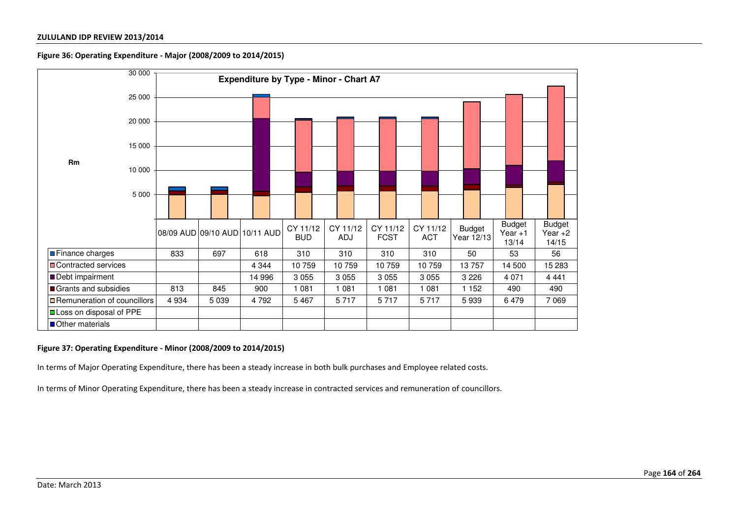**Figure 36: Operating Expenditure - Major (2008/2009 to 2014/2015)**

**Expenditure by Type - Minor - Chart A7**

Rm

| | 08/09 AUD | 09/10 AUD | 10/11 AUD | CY 11/12 BUD | CY 11/12 ADJ | CY 11/12 FCST | CY 11/12 ACT | Budget Year 12/13 | Budget Year +1 13/14 | Budget Year +2 14/15 |
|---|---|---|---|---|---|---|---|---|---|---|
| Finance charges | 833 | 697 | 618 | 310 | 310 | 310 | 310 | 50 | 53 | 56 |
| Contracted services | | | 4 344 | 10 759 | 10 759 | 10 759 | 10 759 | 13 757 | 14 500 | 15 283 |
| Debt impairment | | | 14 996 | 3 055 | 3 055 | 3 055 | 3 055 | 3 226 | 4 071 | 4 441 |
| Grants and subsidies | 813 | 845 | 900 | 1 081 | 1 081 | 1 081 | 1 081 | 1 152 | 490 | 490 |
| Remuneration of councillors | 4 934 | 5 039 | 4 792 | 5 467 | 5 717 | 5 717 | 5 717 | 5 939 | 6 479 | 7 069 |
| Loss on disposal of PPE | | | | | | | | | | |
| Other materials | | | | | | | | | | |

**Figure 37: Operating Expenditure - Minor (2008/2009 to 2014/2015)**

In terms of Major Operating Expenditure, there has been a steady increase in both bulk purchases and Employee related costs.

In terms of Minor Operating Expenditure, there has been a steady increase in contracted services and remuneration of councillors.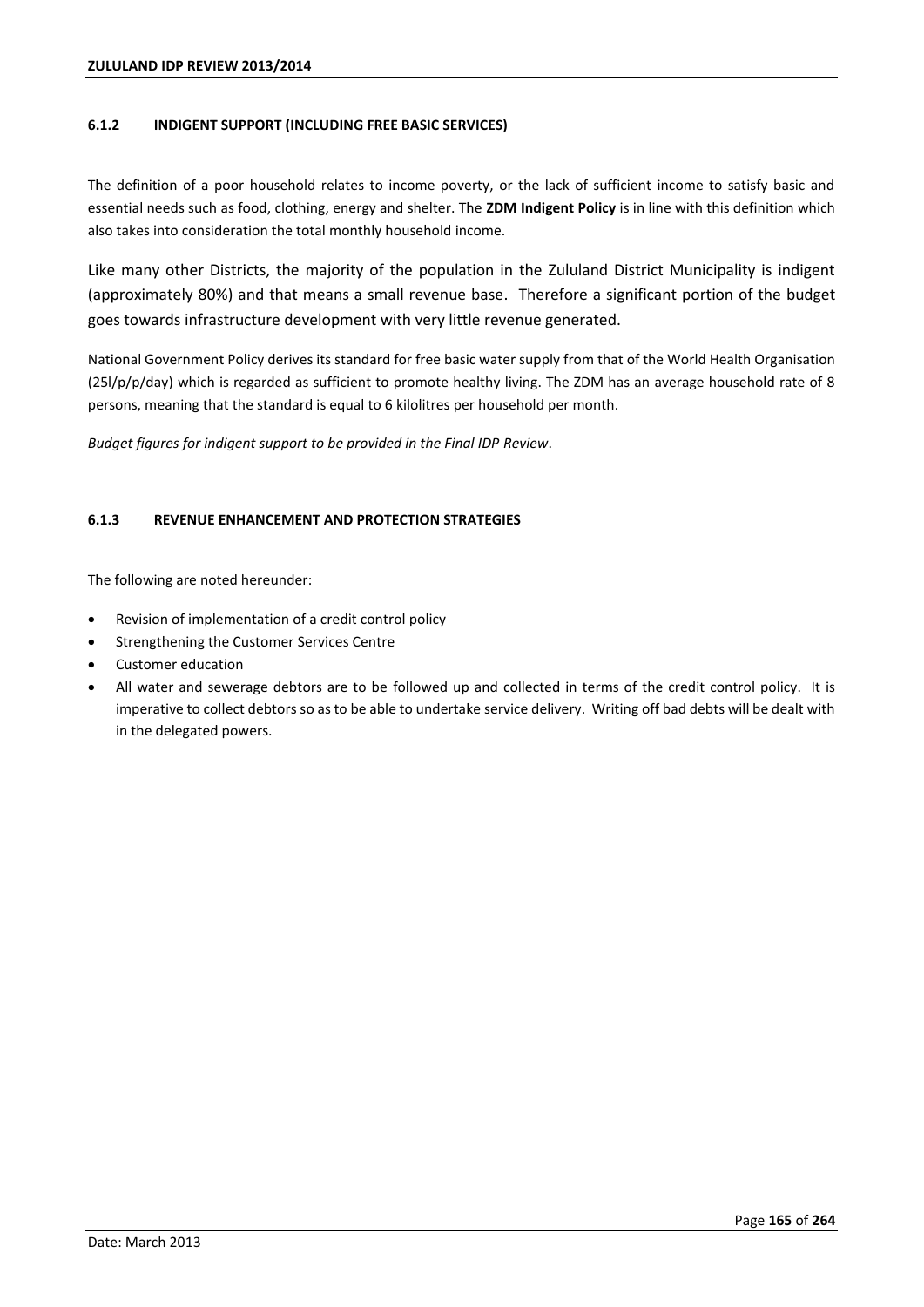#### 6.1.2 INDIGENT SUPPORT (INCLUDING FREE BASIC SERVICES)

The definition of a poor household relates to income poverty, or the lack of sufficient income to satisfy basic and essential needs such as food, clothing, energy and shelter. The **ZDM Indigent Policy** is in line with this definition which also takes into consideration the total monthly household income.

Like many other Districts, the majority of the population in the Zululand District Municipality is indigent (approximately 80%) and that means a small revenue base. Therefore a significant portion of the budget goes towards infrastructure development with very little revenue generated.

National Government Policy derives its standard for free basic water supply from that of the World Health Organisation (25l/p/p/day) which is regarded as sufficient to promote healthy living. The ZDM has an average household rate of 8 persons, meaning that the standard is equal to 6 kilolitres per household per month.

*Budget figures for indigent support to be provided in the Final IDP Review*.

#### 6.1.3 REVENUE ENHANCEMENT AND PROTECTION STRATEGIES

The following are noted hereunder:

- Revision of implementation of a credit control policy
- Strengthening the Customer Services Centre
- Customer education
- All water and sewerage debtors are to be followed up and collected in terms of the credit control policy. It is imperative to collect debtors so as to be able to undertake service delivery. Writing off bad debts will be dealt with in the delegated powers.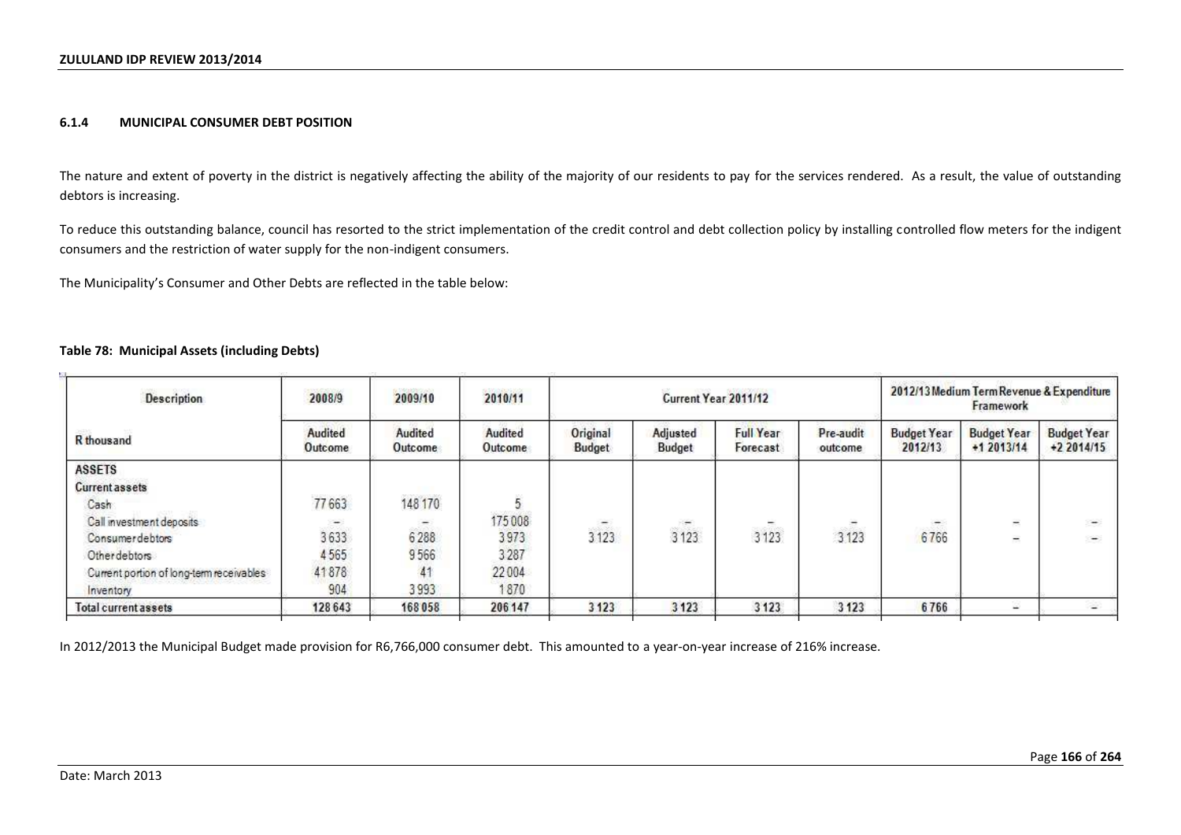### 6.1.4 MUNICIPAL CONSUMER DEBT POSITION

The nature and extent of poverty in the district is negatively affecting the ability of the majority of our residents to pay for the services rendered. As a result, the value of outstanding debtors is increasing.

To reduce this outstanding balance, council has resorted to the strict implementation of the credit control and debt collection policy by installing controlled flow meters for the indigent consumers and the restriction of water supply for the non-indigent consumers.

The Municipality's Consumer and Other Debts are reflected in the table below:

**Table 78: Municipal Assets (including Debts)**

| Description | 2008/9 | 2009/10 | 2010/11 | Current Year 2011/12 | | | | 2012/13 Medium Term Revenue & Expenditure Framework | | |
|---|---|---|---|---|---|---|---|---|---|---|
| R thousand | Audited Outcome | Audited Outcome | Audited Outcome | Original Budget | Adjusted Budget | Full Year Forecast | Pre-audit outcome | Budget Year 2012/13 | Budget Year +1 2013/14 | Budget Year +2 2014/15 |
| **ASSETS** | | | | | | | | | | |
| **Current assets** | | | | | | | | | | |
| Cash | 77 663 | 148 170 | 5 | | | | | | | |
| Call investment deposits | – | – | 175 008 | – | – | – | – | – | – | – |
| Consumer debtors | 3 633 | 6 288 | 3 973 | 3 123 | 3 123 | 3 123 | 3 123 | 6 766 | – | – |
| Other debtors | 4 565 | 9 566 | 3 287 | | | | | | | |
| Current portion of long-term receivables | 41 878 | 41 | 22 004 | | | | | | | |
| Inventory | 904 | 3 993 | 1 870 | | | | | | | |
| **Total current assets** | **128 643** | **168 058** | **206 147** | **3 123** | **3 123** | **3 123** | **3 123** | **6 766** | – | – |

In 2012/2013 the Municipal Budget made provision for R6,766,000 consumer debt. This amounted to a year-on-year increase of 216% increase.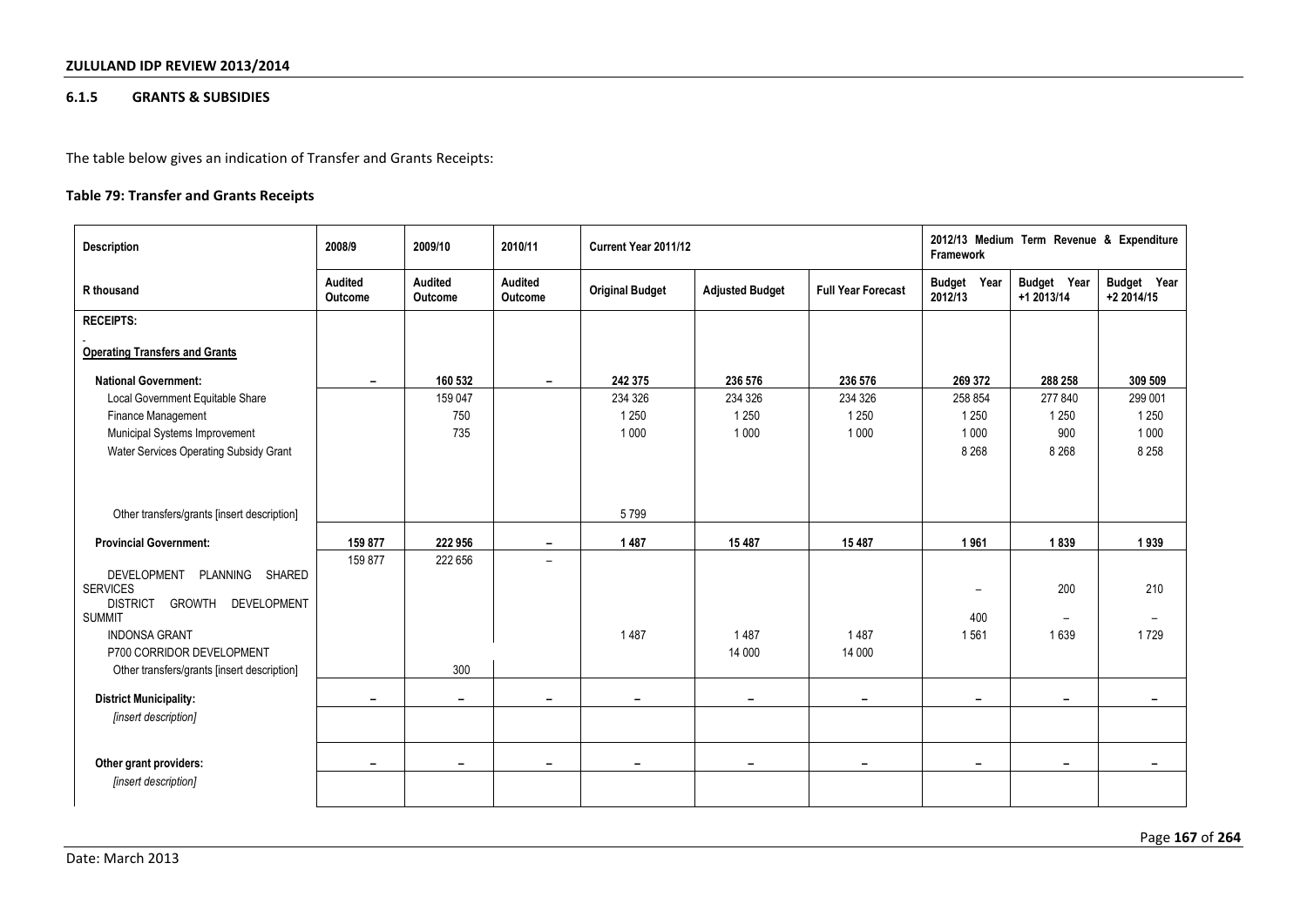### 6.1.5 GRANTS & SUBSIDIES

The table below gives an indication of Transfer and Grants Receipts:

**Table 79: Transfer and Grants Receipts**

| Description | 2008/9 | 2009/10 | 2010/11 | Current Year 2011/12 | | | 2012/13 Medium Term Revenue & Expenditure Framework | | |
|---|---|---|---|---|---|---|---|---|---|
| R thousand | Audited Outcome | Audited Outcome | Audited Outcome | Original Budget | Adjusted Budget | Full Year Forecast | Budget Year 2012/13 | Budget Year +1 2013/14 | Budget Year +2 2014/15 |
| **RECEIPTS:** | | | | | | | | | |
| **Operating Transfers and Grants** | | | | | | | | | |
| **National Government:** | – | 160 532 | – | 242 375 | 236 576 | 236 576 | 269 372 | 288 258 | 309 509 |
| Local Government Equitable Share | | 159 047 | | 234 326 | 234 326 | 234 326 | 258 854 | 277 840 | 299 001 |
| Finance Management | | 750 | | 1 250 | 1 250 | 1 250 | 1 250 | 1 250 | 1 250 |
| Municipal Systems Improvement | | 735 | | 1 000 | 1 000 | 1 000 | 1 000 | 900 | 1 000 |
| Water Services Operating Subsidy Grant | | | | | | | 8 268 | 8 268 | 8 258 |
| Other transfers/grants [insert description] | | | | 5 799 | | | | | |
| **Provincial Government:** | 159 877 | 222 956 | – | 1 487 | 15 487 | 15 487 | 1 961 | 1 839 | 1 939 |
| | 159 877 | 222 656 | – | | | | | | |
| DEVELOPMENT PLANNING SHARED SERVICES | | | | | | | – | 200 | 210 |
| DISTRICT GROWTH DEVELOPMENT SUMMIT | | | | | | | 400 | – | – |
| INDONSA GRANT | | | | 1 487 | 1 487 | 1 487 | 1 561 | 1 639 | 1 729 |
| P700 CORRIDOR DEVELOPMENT | | | | | 14 000 | 14 000 | | | |
| Other transfers/grants [insert description] | | 300 | | | | | | | |
| **District Municipality:** | – | – | – | – | – | – | – | – | – |
| *[insert description]* | | | | | | | | | |
| **Other grant providers:** | – | – | – | – | – | – | – | – | – |
| *[insert description]* | | | | | | | | | |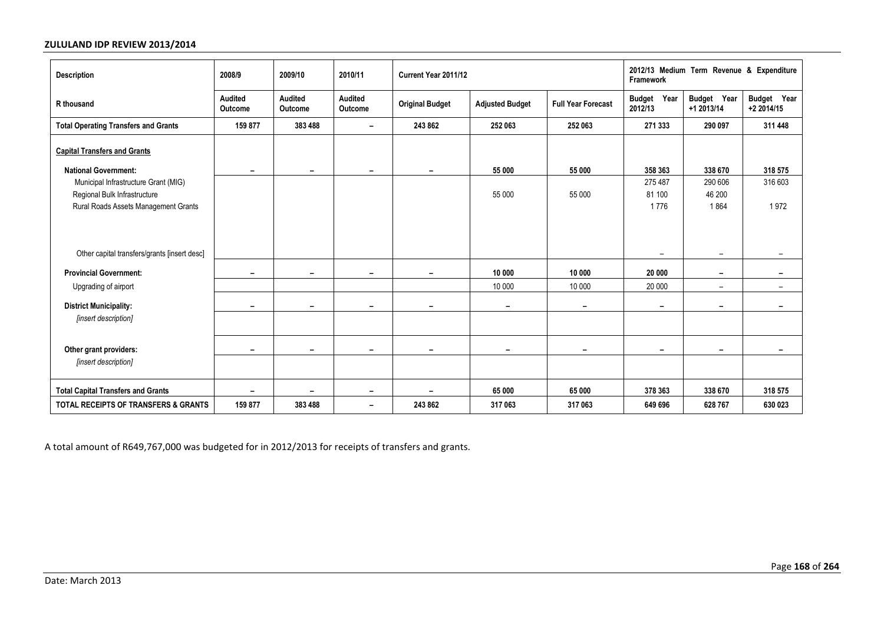| Description | 2008/9 | 2009/10 | 2010/11 | Current Year 2011/12 | | | 2012/13 Medium Term Revenue & Expenditure Framework | | |
|---|---|---|---|---|---|---|---|---|---|
| R thousand | Audited Outcome | Audited Outcome | Audited Outcome | Original Budget | Adjusted Budget | Full Year Forecast | Budget Year 2012/13 | Budget Year +1 2013/14 | Budget Year +2 2014/15 |
| **Total Operating Transfers and Grants** | **159 877** | **383 488** | **–** | **243 862** | **252 063** | **252 063** | **271 333** | **290 097** | **311 448** |
| **Capital Transfers and Grants** | | | | | | | | | |
| **National Government:** | **–** | **–** | **–** | **–** | **55 000** | **55 000** | **358 363** | **338 670** | **318 575** |
| Municipal Infrastructure Grant (MIG) | | | | | | | 275 487 | 290 606 | 316 603 |
| Regional Bulk Infrastructure | | | | | 55 000 | 55 000 | 81 100 | 46 200 | |
| Rural Roads Assets Management Grants | | | | | | | 1 776 | 1 864 | 1 972 |
| Other capital transfers/grants [insert desc] | | | | | | | – | – | – |
| **Provincial Government:** | **–** | **–** | **–** | **–** | **10 000** | **10 000** | **20 000** | **–** | **–** |
| Upgrading of airport | | | | | 10 000 | 10 000 | 20 000 | – | – |
| **District Municipality:** | **–** | **–** | **–** | **–** | **–** | **–** | **–** | **–** | **–** |
| *[insert description]* | | | | | | | | | |
| **Other grant providers:** | **–** | **–** | **–** | **–** | **–** | **–** | **–** | **–** | **–** |
| *[insert description]* | | | | | | | | | |
| **Total Capital Transfers and Grants** | **–** | **–** | **–** | **–** | **65 000** | **65 000** | **378 363** | **338 670** | **318 575** |
| **TOTAL RECEIPTS OF TRANSFERS & GRANTS** | **159 877** | **383 488** | **–** | **243 862** | **317 063** | **317 063** | **649 696** | **628 767** | **630 023** |

A total amount of R649,767,000 was budgeted for in 2012/2013 for receipts of transfers and grants.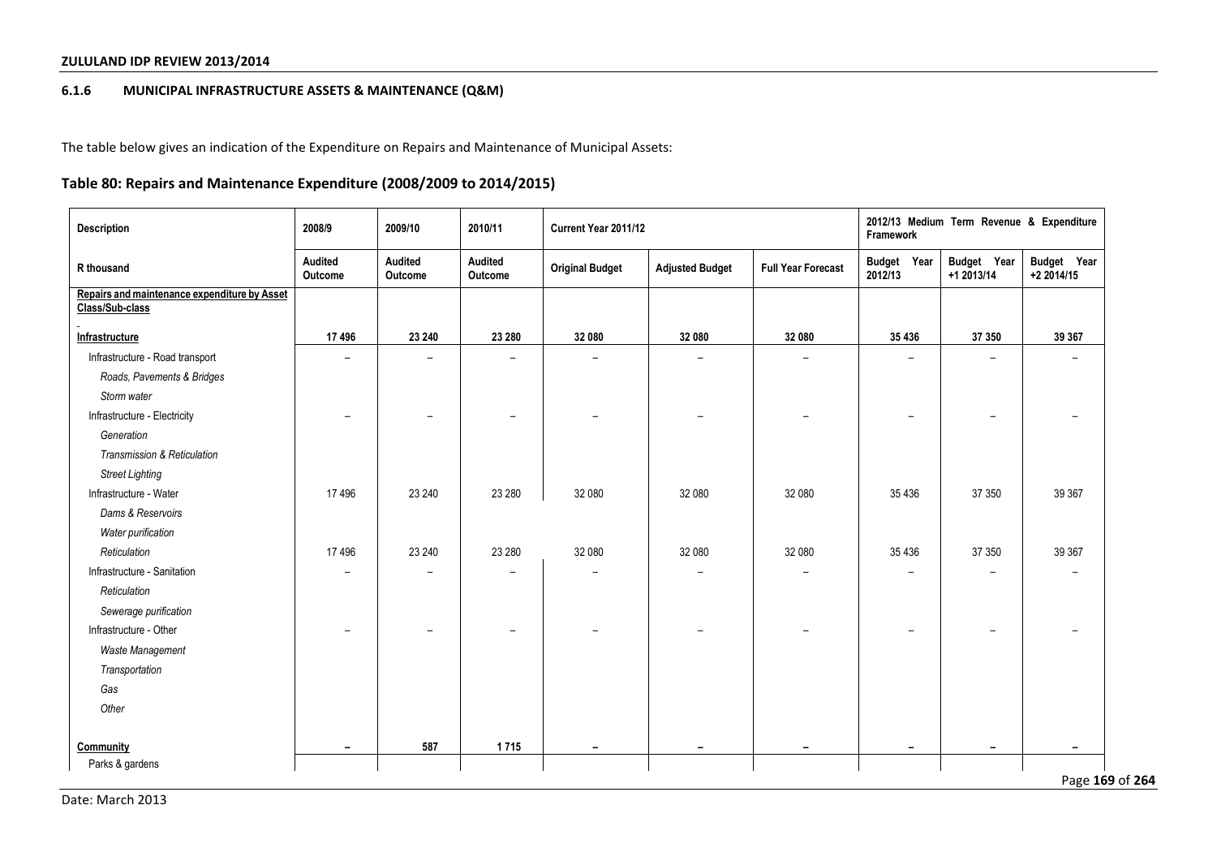### 6.1.6 MUNICIPAL INFRASTRUCTURE ASSETS & MAINTENANCE (Q&M)

The table below gives an indication of the Expenditure on Repairs and Maintenance of Municipal Assets:

## Table 80: Repairs and Maintenance Expenditure (2008/2009 to 2014/2015)

| Description | 2008/9 | 2009/10 | 2010/11 | Current Year 2011/12 | | | 2012/13 Medium Term Revenue & Expenditure Framework | | |
|---|---|---|---|---|---|---|---|---|---|
| R thousand | Audited Outcome | Audited Outcome | Audited Outcome | Original Budget | Adjusted Budget | Full Year Forecast | Budget Year 2012/13 | Budget Year +1 2013/14 | Budget Year +2 2014/15 |
| **Repairs and maintenance expenditure by Asset Class/Sub-class** | | | | | | | | | |
| **Infrastructure** | **17 496** | **23 240** | **23 280** | **32 080** | **32 080** | **32 080** | **35 436** | **37 350** | **39 367** |
| Infrastructure - Road transport | – | – | – | – | – | – | – | – | – |
| *Roads, Pavements & Bridges* | | | | | | | | | |
| *Storm water* | | | | | | | | | |
| Infrastructure - Electricity | – | – | – | – | – | – | – | – | – |
| *Generation* | | | | | | | | | |
| *Transmission & Reticulation* | | | | | | | | | |
| *Street Lighting* | | | | | | | | | |
| Infrastructure - Water | 17 496 | 23 240 | 23 280 | 32 080 | 32 080 | 32 080 | 35 436 | 37 350 | 39 367 |
| *Dams & Reservoirs* | | | | | | | | | |
| *Water purification* | | | | | | | | | |
| *Reticulation* | 17 496 | 23 240 | 23 280 | 32 080 | 32 080 | 32 080 | 35 436 | 37 350 | 39 367 |
| Infrastructure - Sanitation | – | – | – | – | – | – | – | – | – |
| *Reticulation* | | | | | | | | | |
| *Sewerage purification* | | | | | | | | | |
| Infrastructure - Other | – | – | – | – | – | – | – | – | – |
| *Waste Management* | | | | | | | | | |
| *Transportation* | | | | | | | | | |
| *Gas* | | | | | | | | | |
| *Other* | | | | | | | | | |
| **Community** | **–** | **587** | **1 715** | **–** | **–** | **–** | **–** | **–** | **–** |
| Parks & gardens | | | | | | | | | |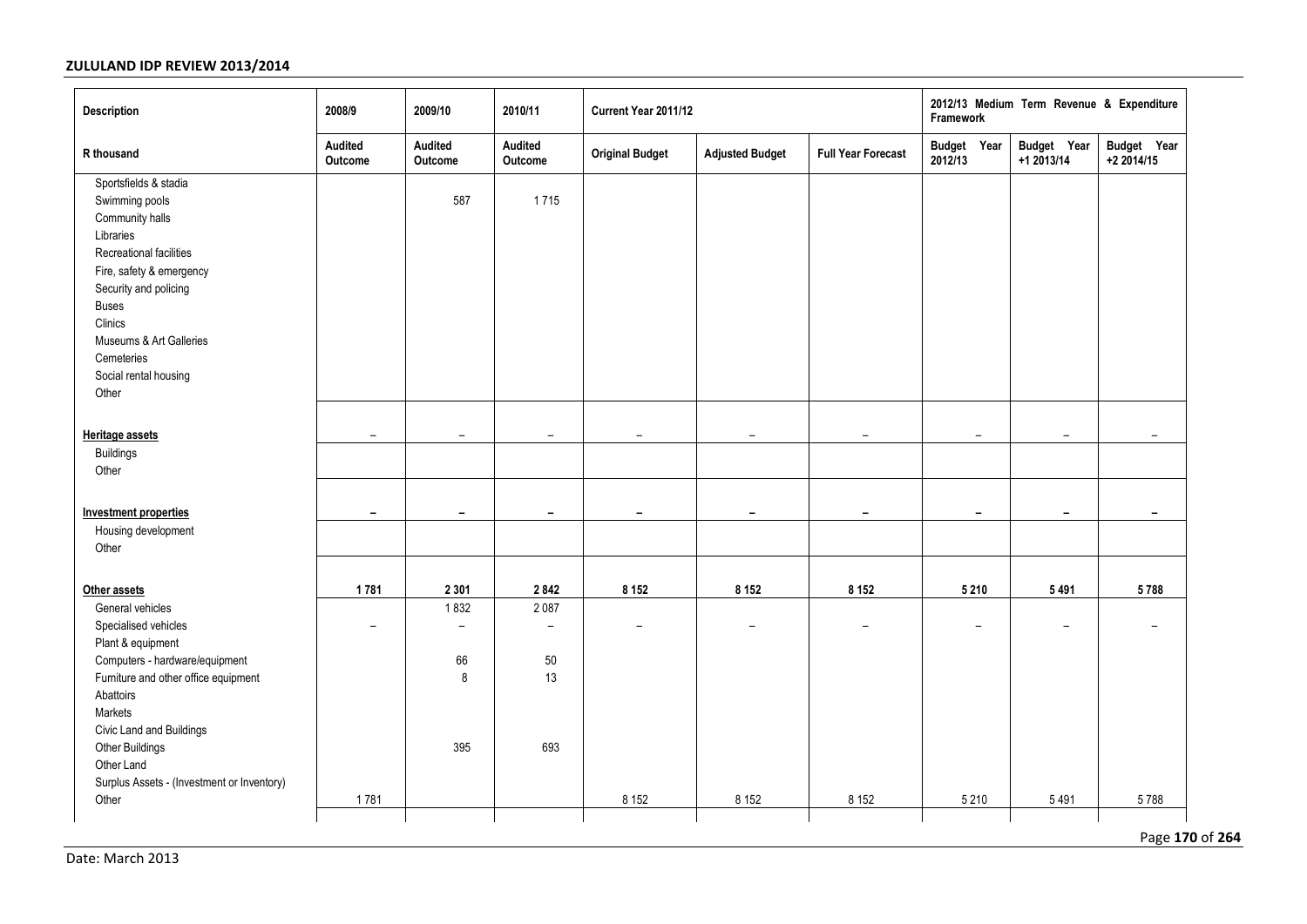| Description | 2008/9 | 2009/10 | 2010/11 | Current Year 2011/12 | | | 2012/13 Medium Term Revenue & Expenditure Framework | | |
|---|---|---|---|---|---|---|---|---|---|
| R thousand | Audited Outcome | Audited Outcome | Audited Outcome | Original Budget | Adjusted Budget | Full Year Forecast | Budget Year 2012/13 | Budget Year +1 2013/14 | Budget Year +2 2014/15 |
| Sportsfields & stadia | | | | | | | | | |
| Swimming pools | | 587 | 1 715 | | | | | | |
| Community halls | | | | | | | | | |
| Libraries | | | | | | | | | |
| Recreational facilities | | | | | | | | | |
| Fire, safety & emergency | | | | | | | | | |
| Security and policing | | | | | | | | | |
| Buses | | | | | | | | | |
| Clinics | | | | | | | | | |
| Museums & Art Galleries | | | | | | | | | |
| Cemeteries | | | | | | | | | |
| Social rental housing | | | | | | | | | |
| Other | | | | | | | | | |
| **Heritage assets** | – | – | – | – | – | – | – | – | – |
| Buildings | | | | | | | | | |
| Other | | | | | | | | | |
| **Investment properties** | **–** | **–** | **–** | **–** | **–** | **–** | **–** | **–** | **–** |
| Housing development | | | | | | | | | |
| Other | | | | | | | | | |
| **Other assets** | **1 781** | **2 301** | **2 842** | **8 152** | **8 152** | **8 152** | **5 210** | **5 491** | **5 788** |
| General vehicles | | 1 832 | 2 087 | | | | | | |
| Specialised vehicles | – | – | – | – | – | – | – | – | – |
| Plant & equipment | | | | | | | | | |
| Computers - hardware/equipment | | 66 | 50 | | | | | | |
| Furniture and other office equipment | | 8 | 13 | | | | | | |
| Abattoirs | | | | | | | | | |
| Markets | | | | | | | | | |
| Civic Land and Buildings | | | | | | | | | |
| Other Buildings | | 395 | 693 | | | | | | |
| Other Land | | | | | | | | | |
| Surplus Assets - (Investment or Inventory) | | | | | | | | | |
| Other | 1 781 | | | 8 152 | 8 152 | 8 152 | 5 210 | 5 491 | 5 788 |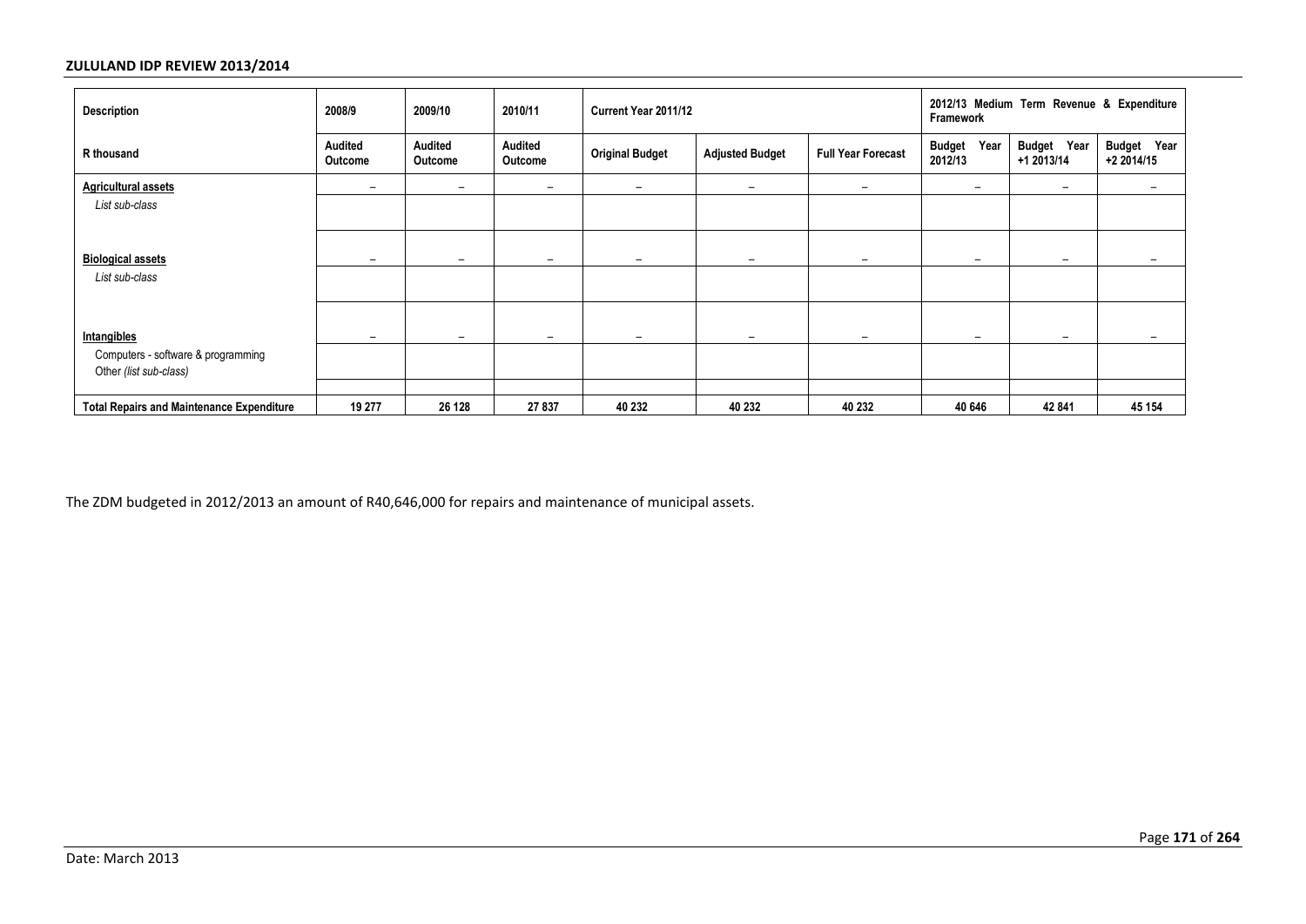| Description | 2008/9 | 2009/10 | 2010/11 | Current Year 2011/12 | | | 2012/13 Medium Term Revenue & Expenditure Framework | | |
|---|---|---|---|---|---|---|---|---|---|
| R thousand | Audited Outcome | Audited Outcome | Audited Outcome | Original Budget | Adjusted Budget | Full Year Forecast | Budget Year 2012/13 | Budget Year +1 2013/14 | Budget Year +2 2014/15 |
| **Agricultural assets** | – | – | – | – | – | – | – | – | – |
| *List sub-class* | | | | | | | | | |
| | | | | | | | | | |
| **Biological assets** | – | – | – | – | – | – | – | – | – |
| *List sub-class* | | | | | | | | | |
| | | | | | | | | | |
| **Intangibles** | – | – | – | – | – | – | – | – | – |
| Computers - software & programming<br>Other *(list sub-class)* | | | | | | | | | |
| | | | | | | | | | |
| **Total Repairs and Maintenance Expenditure** | **19 277** | **26 128** | **27 837** | **40 232** | **40 232** | **40 232** | **40 646** | **42 841** | **45 154** |

The ZDM budgeted in 2012/2013 an amount of R40,646,000 for repairs and maintenance of municipal assets.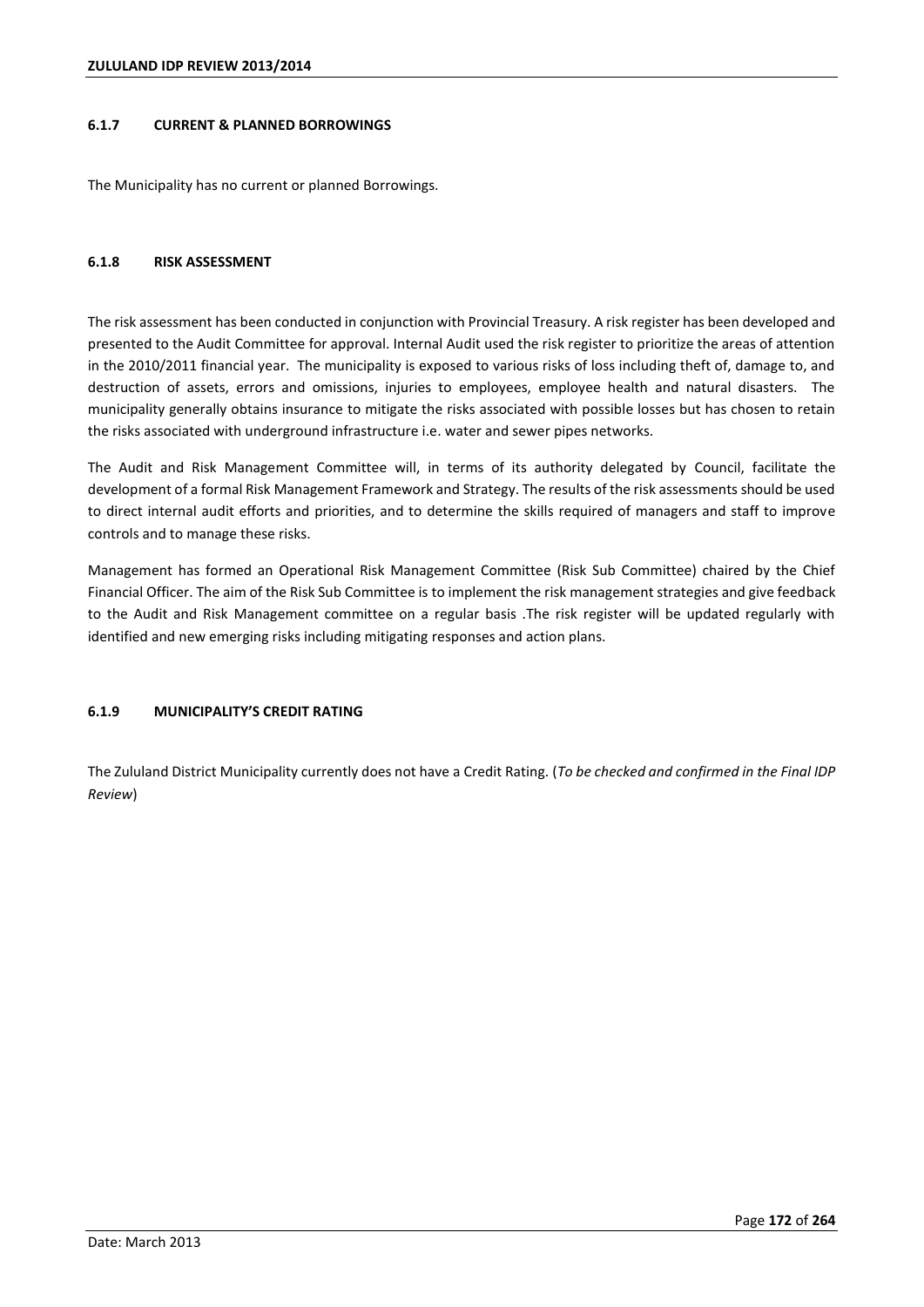### 6.1.7 CURRENT & PLANNED BORROWINGS

The Municipality has no current or planned Borrowings.

### 6.1.8 RISK ASSESSMENT

The risk assessment has been conducted in conjunction with Provincial Treasury. A risk register has been developed and presented to the Audit Committee for approval. Internal Audit used the risk register to prioritize the areas of attention in the 2010/2011 financial year. The municipality is exposed to various risks of loss including theft of, damage to, and destruction of assets, errors and omissions, injuries to employees, employee health and natural disasters. The municipality generally obtains insurance to mitigate the risks associated with possible losses but has chosen to retain the risks associated with underground infrastructure i.e. water and sewer pipes networks.

The Audit and Risk Management Committee will, in terms of its authority delegated by Council, facilitate the development of a formal Risk Management Framework and Strategy. The results of the risk assessments should be used to direct internal audit efforts and priorities, and to determine the skills required of managers and staff to improve controls and to manage these risks.

Management has formed an Operational Risk Management Committee (Risk Sub Committee) chaired by the Chief Financial Officer. The aim of the Risk Sub Committee is to implement the risk management strategies and give feedback to the Audit and Risk Management committee on a regular basis .The risk register will be updated regularly with identified and new emerging risks including mitigating responses and action plans.

### 6.1.9 MUNICIPALITY'S CREDIT RATING

The Zululand District Municipality currently does not have a Credit Rating. (*To be checked and confirmed in the Final IDP Review*)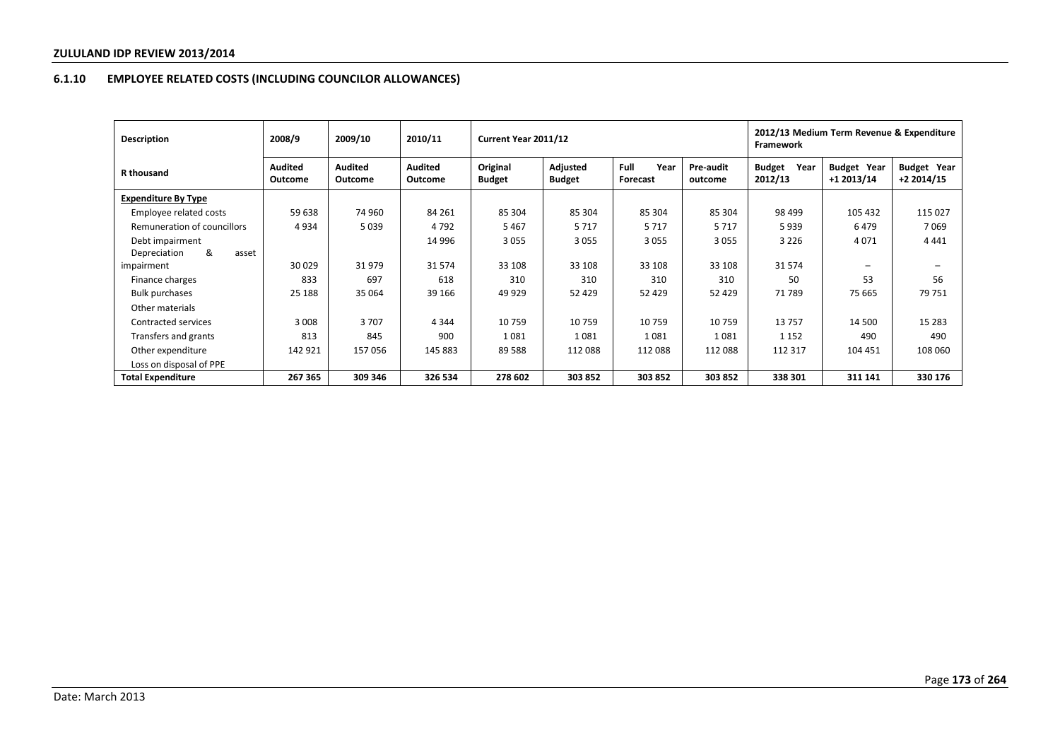### 6.1.10 EMPLOYEE RELATED COSTS (INCLUDING COUNCILOR ALLOWANCES)

| Description | 2008/9 | 2009/10 | 2010/11 | Current Year 2011/12 | | | | 2012/13 Medium Term Revenue & Expenditure Framework | | |
|---|---|---|---|---|---|---|---|---|---|---|
| R thousand | Audited Outcome | Audited Outcome | Audited Outcome | Original Budget | Adjusted Budget | Full Year Forecast | Pre-audit outcome | Budget Year 2012/13 | Budget Year +1 2013/14 | Budget Year +2 2014/15 |
| **Expenditure By Type** | | | | | | | | | | |
| Employee related costs | 59 638 | 74 960 | 84 261 | 85 304 | 85 304 | 85 304 | 85 304 | 98 499 | 105 432 | 115 027 |
| Remuneration of councillors | 4 934 | 5 039 | 4 792 | 5 467 | 5 717 | 5 717 | 5 717 | 5 939 | 6 479 | 7 069 |
| Debt impairment | | | 14 996 | 3 055 | 3 055 | 3 055 | 3 055 | 3 226 | 4 071 | 4 441 |
| Depreciation & asset impairment | 30 029 | 31 979 | 31 574 | 33 108 | 33 108 | 33 108 | 33 108 | 31 574 | – | – |
| Finance charges | 833 | 697 | 618 | 310 | 310 | 310 | 310 | 50 | 53 | 56 |
| Bulk purchases | 25 188 | 35 064 | 39 166 | 49 929 | 52 429 | 52 429 | 52 429 | 71 789 | 75 665 | 79 751 |
| Other materials | | | | | | | | | | |
| Contracted services | 3 008 | 3 707 | 4 344 | 10 759 | 10 759 | 10 759 | 10 759 | 13 757 | 14 500 | 15 283 |
| Transfers and grants | 813 | 845 | 900 | 1 081 | 1 081 | 1 081 | 1 081 | 1 152 | 490 | 490 |
| Other expenditure | 142 921 | 157 056 | 145 883 | 89 588 | 112 088 | 112 088 | 112 088 | 112 317 | 104 451 | 108 060 |
| Loss on disposal of PPE | | | | | | | | | | |
| **Total Expenditure** | **267 365** | **309 346** | **326 534** | **278 602** | **303 852** | **303 852** | **303 852** | **338 301** | **311 141** | **330 176** |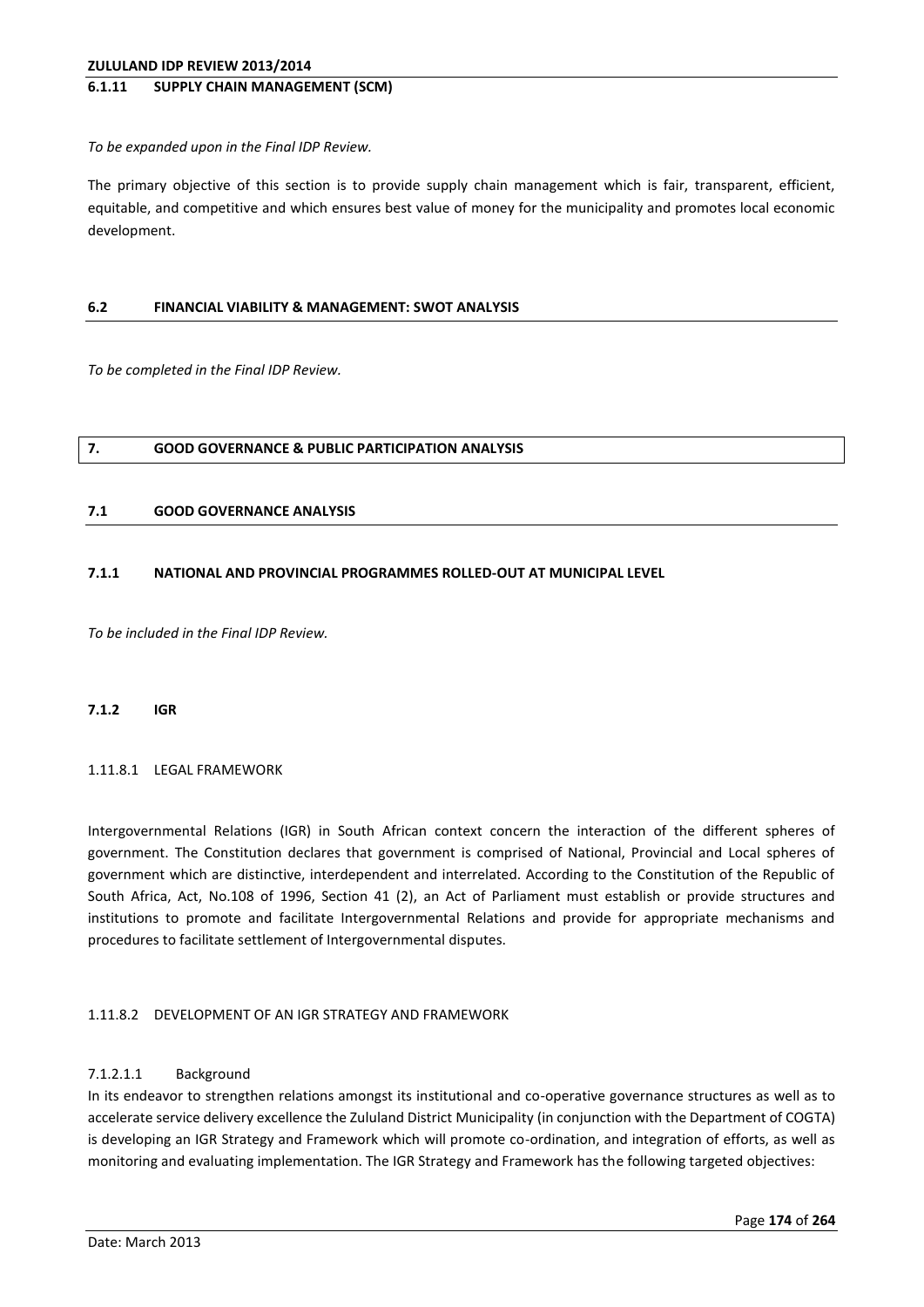### 6.1.11 SUPPLY CHAIN MANAGEMENT (SCM)

*To be expanded upon in the Final IDP Review.*

The primary objective of this section is to provide supply chain management which is fair, transparent, efficient, equitable, and competitive and which ensures best value of money for the municipality and promotes local economic development.

## 6.2 FINANCIAL VIABILITY & MANAGEMENT: SWOT ANALYSIS

*To be completed in the Final IDP Review.*

# 7. GOOD GOVERNANCE & PUBLIC PARTICIPATION ANALYSIS

## 7.1 GOOD GOVERNANCE ANALYSIS

### 7.1.1 NATIONAL AND PROVINCIAL PROGRAMMES ROLLED-OUT AT MUNICIPAL LEVEL

*To be included in the Final IDP Review.*

### 7.1.2 IGR

#### 1.11.8.1 LEGAL FRAMEWORK

Intergovernmental Relations (IGR) in South African context concern the interaction of the different spheres of government. The Constitution declares that government is comprised of National, Provincial and Local spheres of government which are distinctive, interdependent and interrelated. According to the Constitution of the Republic of South Africa, Act, No.108 of 1996, Section 41 (2), an Act of Parliament must establish or provide structures and institutions to promote and facilitate Intergovernmental Relations and provide for appropriate mechanisms and procedures to facilitate settlement of Intergovernmental disputes.

#### 1.11.8.2 DEVELOPMENT OF AN IGR STRATEGY AND FRAMEWORK

##### 7.1.2.1.1 Background

In its endeavor to strengthen relations amongst its institutional and co-operative governance structures as well as to accelerate service delivery excellence the Zululand District Municipality (in conjunction with the Department of COGTA) is developing an IGR Strategy and Framework which will promote co-ordination, and integration of efforts, as well as monitoring and evaluating implementation. The IGR Strategy and Framework has the following targeted objectives: